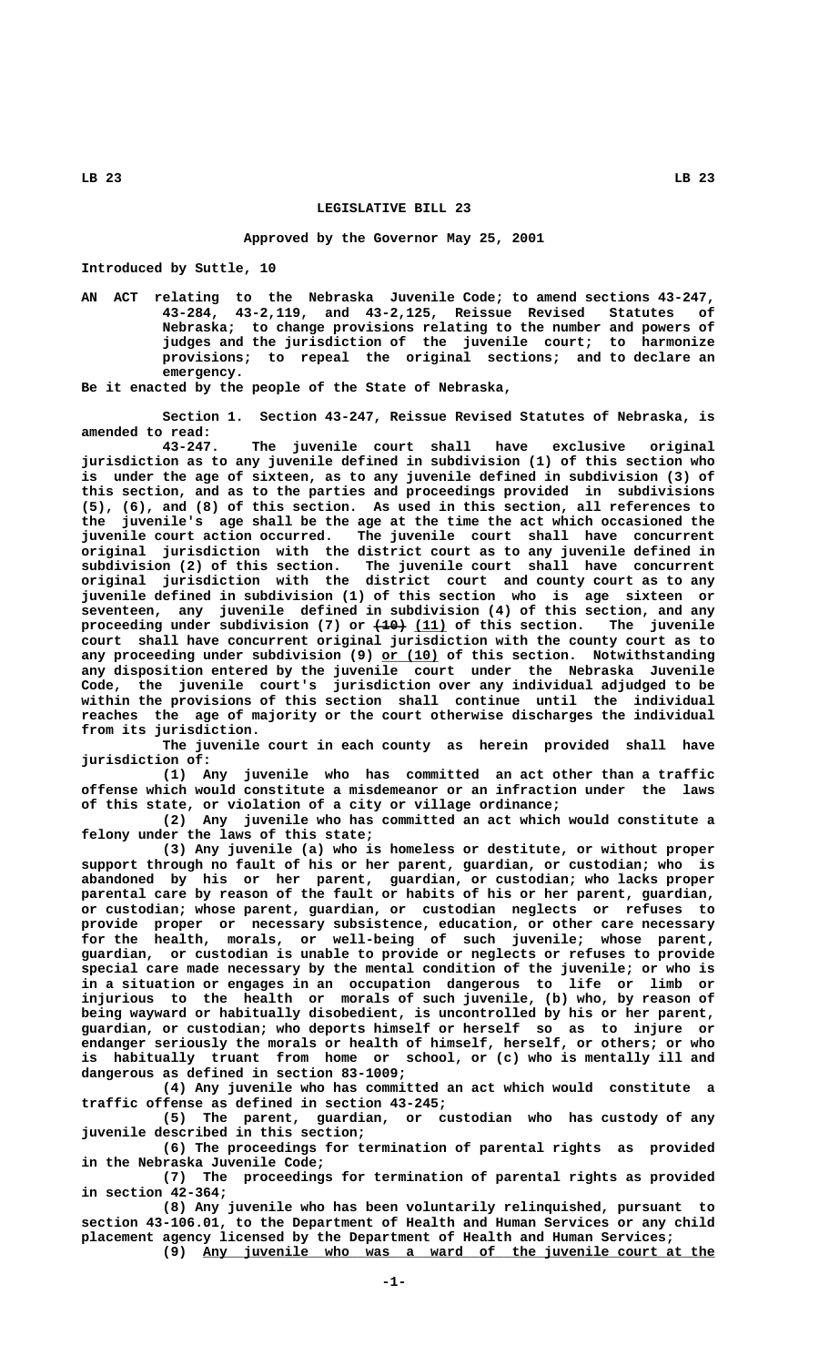# LEGISLATIVE BILL 23

**Approved by the Governor May 25, 2001**

Introduced by Suttle, 10

AN ACT relating to the Nebraska Juvenile Code; to amend sections 43-247, 43-284, 43-2,119, and 43-2,125, Reissue Revised Statutes of Nebraska; to change provisions relating to the number and powers of judges and the jurisdiction of the juvenile court; to harmonize provisions; to repeal the original sections; and to declare an emergency.

Be it enacted by the people of the State of Nebraska,

Section 1. Section 43-247, Reissue Revised Statutes of Nebraska, is amended to read:

43-247. The juvenile court shall have exclusive original jurisdiction as to any juvenile defined in subdivision (1) of this section who is under the age of sixteen, as to any juvenile defined in subdivision (3) of this section, and as to the parties and proceedings provided in subdivisions (5), (6), and (8) of this section. As used in this section, all references to the juvenile's age shall be the age at the time the act which occasioned the juvenile court action occurred. The juvenile court shall have concurrent original jurisdiction with the district court as to any juvenile defined in subdivision (2) of this section. The juvenile court shall have concurrent original jurisdiction with the district court and county court as to any juvenile defined in subdivision (1) of this section who is age sixteen or seventeen, any juvenile defined in subdivision (4) of this section, and any proceeding under subdivision (7) or ~~(10)~~ (11) of this section. The juvenile court shall have concurrent original jurisdiction with the county court as to any proceeding under subdivision (9) or (10) of this section. Notwithstanding any disposition entered by the juvenile court under the Nebraska Juvenile Code, the juvenile court's jurisdiction over any individual adjudged to be within the provisions of this section shall continue until the individual reaches the age of majority or the court otherwise discharges the individual from its jurisdiction.

The juvenile court in each county as herein provided shall have jurisdiction of:

(1) Any juvenile who has committed an act other than a traffic offense which would constitute a misdemeanor or an infraction under the laws of this state, or violation of a city or village ordinance;

(2) Any juvenile who has committed an act which would constitute a felony under the laws of this state;

(3) Any juvenile (a) who is homeless or destitute, or without proper support through no fault of his or her parent, guardian, or custodian; who is abandoned by his or her parent, guardian, or custodian; who lacks proper parental care by reason of the fault or habits of his or her parent, guardian, or custodian; whose parent, guardian, or custodian neglects or refuses to provide proper or necessary subsistence, education, or other care necessary for the health, morals, or well-being of such juvenile; whose parent, guardian, or custodian is unable to provide or neglects or refuses to provide special care made necessary by the mental condition of the juvenile; or who is in a situation or engages in an occupation dangerous to life or limb or injurious to the health or morals of such juvenile, (b) who, by reason of being wayward or habitually disobedient, is uncontrolled by his or her parent, guardian, or custodian; who deports himself or herself so as to injure or endanger seriously the morals or health of himself, herself, or others; or who is habitually truant from home or school, or (c) who is mentally ill and dangerous as defined in section 83-1009;

(4) Any juvenile who has committed an act which would constitute a traffic offense as defined in section 43-245;

(5) The parent, guardian, or custodian who has custody of any juvenile described in this section;

(6) The proceedings for termination of parental rights as provided in the Nebraska Juvenile Code;

(7) The proceedings for termination of parental rights as provided in section 42-364;

(8) Any juvenile who has been voluntarily relinquished, pursuant to section 43-106.01, to the Department of Health and Human Services or any child placement agency licensed by the Department of Health and Human Services;

(9) Any juvenile who was a ward of the juvenile court at the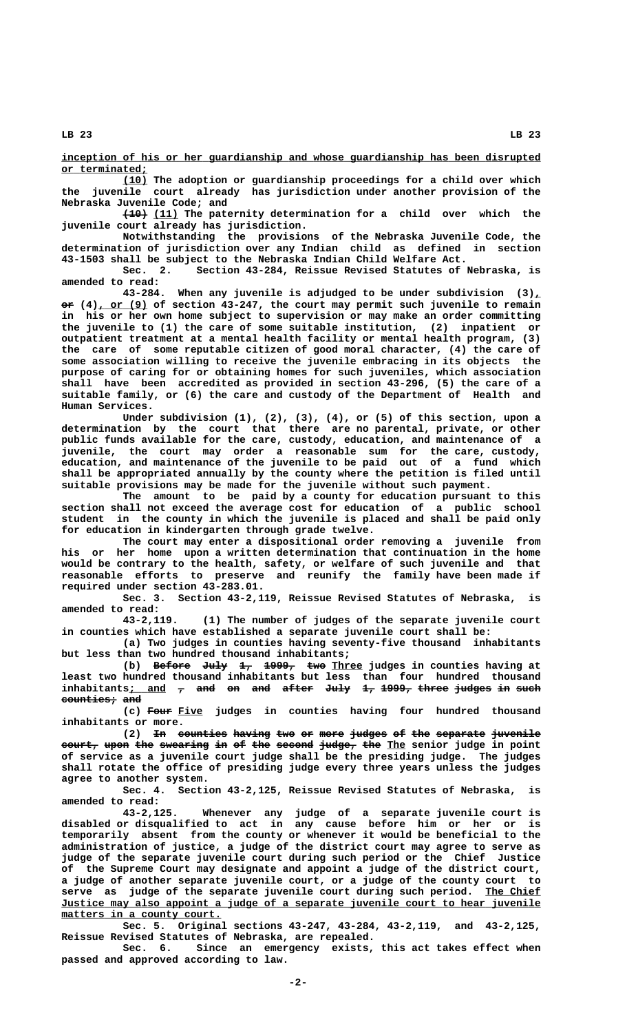inception of his or her guardianship and whose guardianship has been disrupted or terminated;

(10) The adoption or guardianship proceedings for a child over which the juvenile court already has jurisdiction under another provision of the Nebraska Juvenile Code; and

~~(10)~~ (11) The paternity determination for a child over which the juvenile court already has jurisdiction.

Notwithstanding the provisions of the Nebraska Juvenile Code, the determination of jurisdiction over any Indian child as defined in section 43-1503 shall be subject to the Nebraska Indian Child Welfare Act.

Sec. 2. Section 43-284, Reissue Revised Statutes of Nebraska, is amended to read:

43-284. When any juvenile is adjudged to be under subdivision (3), ~~or~~ (4), or (9) of section 43-247, the court may permit such juvenile to remain in his or her own home subject to supervision or may make an order committing the juvenile to (1) the care of some suitable institution, (2) inpatient or outpatient treatment at a mental health facility or mental health program, (3) the care of some reputable citizen of good moral character, (4) the care of some association willing to receive the juvenile embracing in its objects the purpose of caring for or obtaining homes for such juveniles, which association shall have been accredited as provided in section 43-296, (5) the care of a suitable family, or (6) the care and custody of the Department of Health and Human Services.

Under subdivision (1), (2), (3), (4), or (5) of this section, upon a determination by the court that there are no parental, private, or other public funds available for the care, custody, education, and maintenance of a juvenile, the court may order a reasonable sum for the care, custody, education, and maintenance of the juvenile to be paid out of a fund which shall be appropriated annually by the county where the petition is filed until suitable provisions may be made for the juvenile without such payment.

The amount to be paid by a county for education pursuant to this section shall not exceed the average cost for education of a public school student in the county in which the juvenile is placed and shall be paid only for education in kindergarten through grade twelve.

The court may enter a dispositional order removing a juvenile from his or her home upon a written determination that continuation in the home would be contrary to the health, safety, or welfare of such juvenile and that reasonable efforts to preserve and reunify the family have been made if required under section 43-283.01.

Sec. 3. Section 43-2,119, Reissue Revised Statutes of Nebraska, is amended to read:

43-2,119. (1) The number of judges of the separate juvenile court in counties which have established a separate juvenile court shall be:

(a) Two judges in counties having seventy-five thousand inhabitants but less than two hundred thousand inhabitants;

(b) ~~Before July 1, 1999, two~~ Three judges in counties having at least two hundred thousand inhabitants but less than four hundred thousand inhabitants; and ~~, and on and after July 1, 1999, three judges in such counties; and~~

(c) ~~Four~~ Five judges in counties having four hundred thousand inhabitants or more.

(2) ~~In counties having two or more judges of the separate juvenile court, upon the swearing in of the second judge, the~~ The senior judge in point of service as a juvenile court judge shall be the presiding judge. The judges shall rotate the office of presiding judge every three years unless the judges agree to another system.

Sec. 4. Section 43-2,125, Reissue Revised Statutes of Nebraska, is amended to read:

43-2,125. Whenever any judge of a separate juvenile court is disabled or disqualified to act in any cause before him or her or is temporarily absent from the county or whenever it would be beneficial to the administration of justice, a judge of the district court may agree to serve as judge of the separate juvenile court during such period or the Chief Justice of the Supreme Court may designate and appoint a judge of the district court, a judge of another separate juvenile court, or a judge of the county court to serve as judge of the separate juvenile court during such period. The Chief Justice may also appoint a judge of a separate juvenile court to hear juvenile matters in a county court.

Sec. 5. Original sections 43-247, 43-284, 43-2,119, and 43-2,125, Reissue Revised Statutes of Nebraska, are repealed.

Sec. 6. Since an emergency exists, this act takes effect when passed and approved according to law.